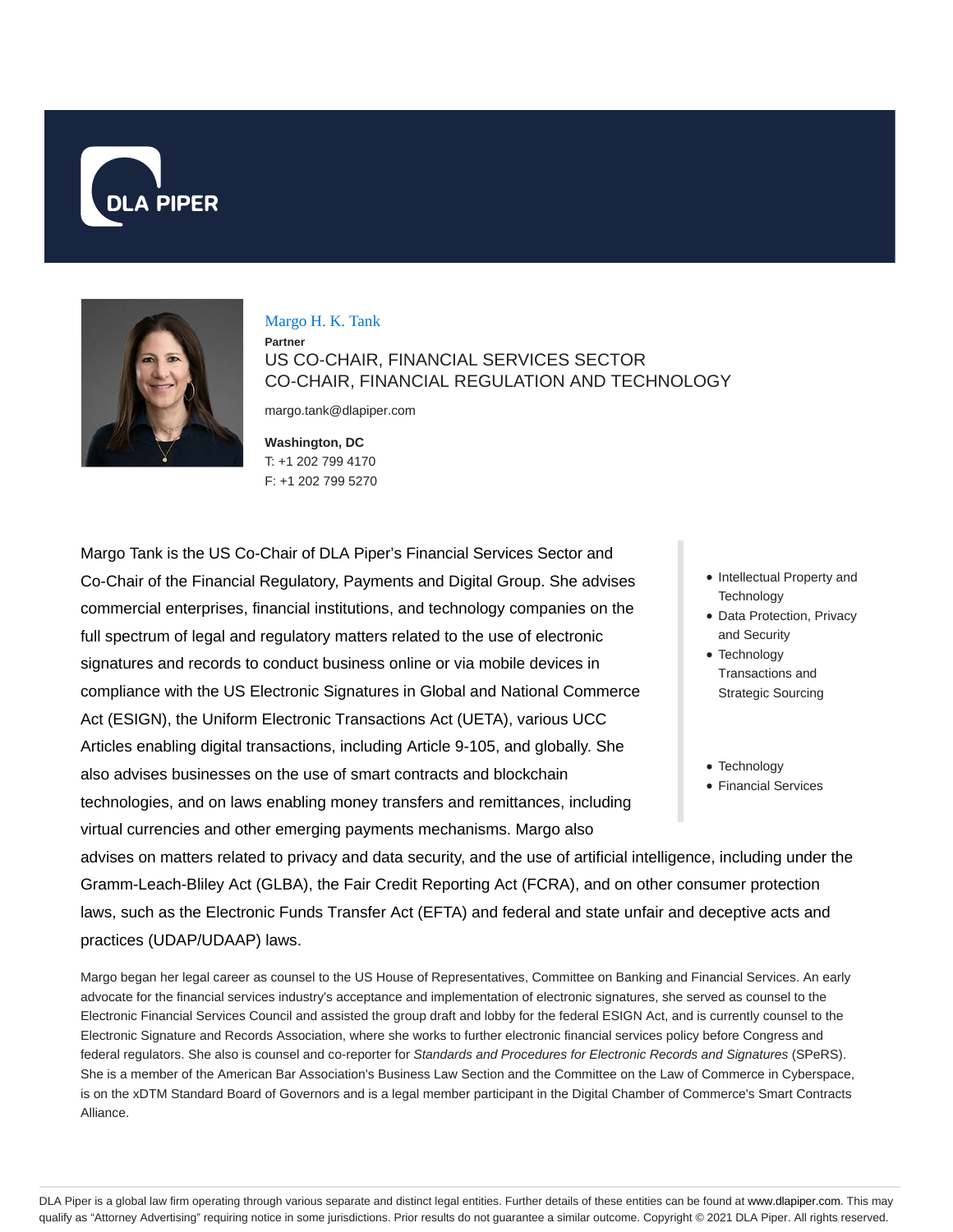# Margo H. K. Tank

**Partner**

US CO-CHAIR, FINANCIAL SERVICES SECTOR
CO-CHAIR, FINANCIAL REGULATION AND TECHNOLOGY

margo.tank@dlapiper.com

**Washington, DC**
T: +1 202 799 4170
F: +1 202 799 5270

Margo Tank is the US Co-Chair of DLA Piper's Financial Services Sector and Co-Chair of the Financial Regulatory, Payments and Digital Group. She advises commercial enterprises, financial institutions, and technology companies on the full spectrum of legal and regulatory matters related to the use of electronic signatures and records to conduct business online or via mobile devices in compliance with the US Electronic Signatures in Global and National Commerce Act (ESIGN), the Uniform Electronic Transactions Act (UETA), various UCC Articles enabling digital transactions, including Article 9-105, and globally. She also advises businesses on the use of smart contracts and blockchain technologies, and on laws enabling money transfers and remittances, including virtual currencies and other emerging payments mechanisms. Margo also advises on matters related to privacy and data security, and the use of artificial intelligence, including under the Gramm-Leach-Bliley Act (GLBA), the Fair Credit Reporting Act (FCRA), and on other consumer protection laws, such as the Electronic Funds Transfer Act (EFTA) and federal and state unfair and deceptive acts and practices (UDAP/UDAAP) laws.

- Intellectual Property and Technology
- Data Protection, Privacy and Security
- Technology Transactions and Strategic Sourcing

- Technology
- Financial Services

Margo began her legal career as counsel to the US House of Representatives, Committee on Banking and Financial Services. An early advocate for the financial services industry's acceptance and implementation of electronic signatures, she served as counsel to the Electronic Financial Services Council and assisted the group draft and lobby for the federal ESIGN Act, and is currently counsel to the Electronic Signature and Records Association, where she works to further electronic financial services policy before Congress and federal regulators. She also is counsel and co-reporter for *Standards and Procedures for Electronic Records and Signatures* (SPeRS). She is a member of the American Bar Association's Business Law Section and the Committee on the Law of Commerce in Cyberspace, is on the xDTM Standard Board of Governors and is a legal member participant in the Digital Chamber of Commerce's Smart Contracts Alliance.

DLA Piper is a global law firm operating through various separate and distinct legal entities. Further details of these entities can be found at www.dlapiper.com. This may qualify as "Attorney Advertising" requiring notice in some jurisdictions. Prior results do not guarantee a similar outcome. Copyright © 2021 DLA Piper. All rights reserved.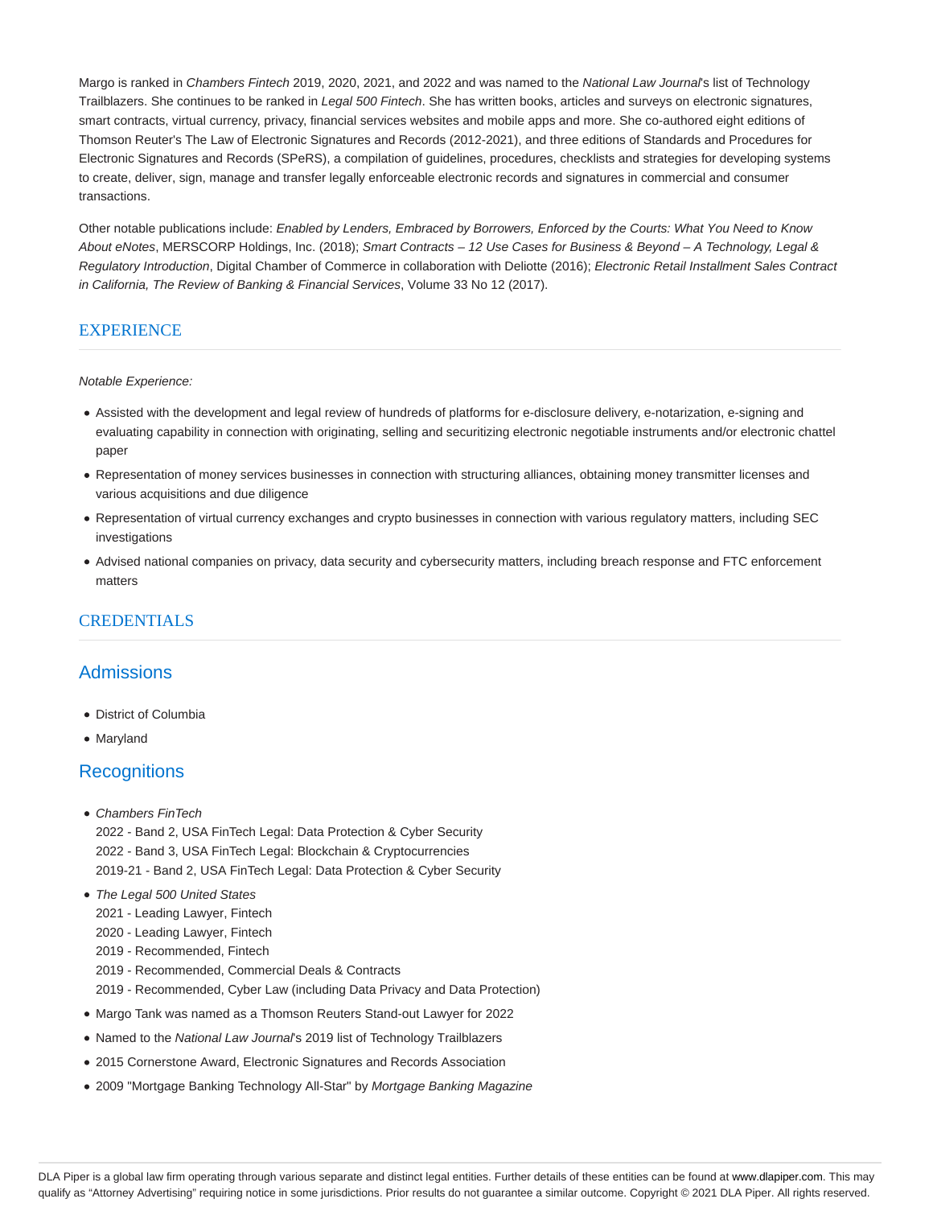Margo is ranked in *Chambers Fintech* 2019, 2020, 2021, and 2022 and was named to the *National Law Journal*'s list of Technology Trailblazers. She continues to be ranked in *Legal 500 Fintech*. She has written books, articles and surveys on electronic signatures, smart contracts, virtual currency, privacy, financial services websites and mobile apps and more. She co-authored eight editions of Thomson Reuter's The Law of Electronic Signatures and Records (2012-2021), and three editions of Standards and Procedures for Electronic Signatures and Records (SPeRS), a compilation of guidelines, procedures, checklists and strategies for developing systems to create, deliver, sign, manage and transfer legally enforceable electronic records and signatures in commercial and consumer transactions.

Other notable publications include: *Enabled by Lenders, Embraced by Borrowers, Enforced by the Courts: What You Need to Know About eNotes*, MERSCORP Holdings, Inc. (2018); *Smart Contracts – 12 Use Cases for Business & Beyond – A Technology, Legal & Regulatory Introduction*, Digital Chamber of Commerce in collaboration with Deloitte (2016); *Electronic Retail Installment Sales Contract in California, The Review of Banking & Financial Services*, Volume 33 No 12 (2017).

## EXPERIENCE

*Notable Experience:*

- Assisted with the development and legal review of hundreds of platforms for e-disclosure delivery, e-notarization, e-signing and evaluating capability in connection with originating, selling and securitizing electronic negotiable instruments and/or electronic chattel paper
- Representation of money services businesses in connection with structuring alliances, obtaining money transmitter licenses and various acquisitions and due diligence
- Representation of virtual currency exchanges and crypto businesses in connection with various regulatory matters, including SEC investigations
- Advised national companies on privacy, data security and cybersecurity matters, including breach response and FTC enforcement matters

## CREDENTIALS

### Admissions

- District of Columbia
- Maryland

### Recognitions

- *Chambers FinTech*
  2022 - Band 2, USA FinTech Legal: Data Protection & Cyber Security
  2022 - Band 3, USA FinTech Legal: Blockchain & Cryptocurrencies
  2019-21 - Band 2, USA FinTech Legal: Data Protection & Cyber Security
- *The Legal 500 United States*
  2021 - Leading Lawyer, Fintech
  2020 - Leading Lawyer, Fintech
  2019 - Recommended, Fintech
  2019 - Recommended, Commercial Deals & Contracts
  2019 - Recommended, Cyber Law (including Data Privacy and Data Protection)
- Margo Tank was named as a Thomson Reuters Stand-out Lawyer for 2022
- Named to the *National Law Journal*'s 2019 list of Technology Trailblazers
- 2015 Cornerstone Award, Electronic Signatures and Records Association
- 2009 "Mortgage Banking Technology All-Star" by *Mortgage Banking Magazine*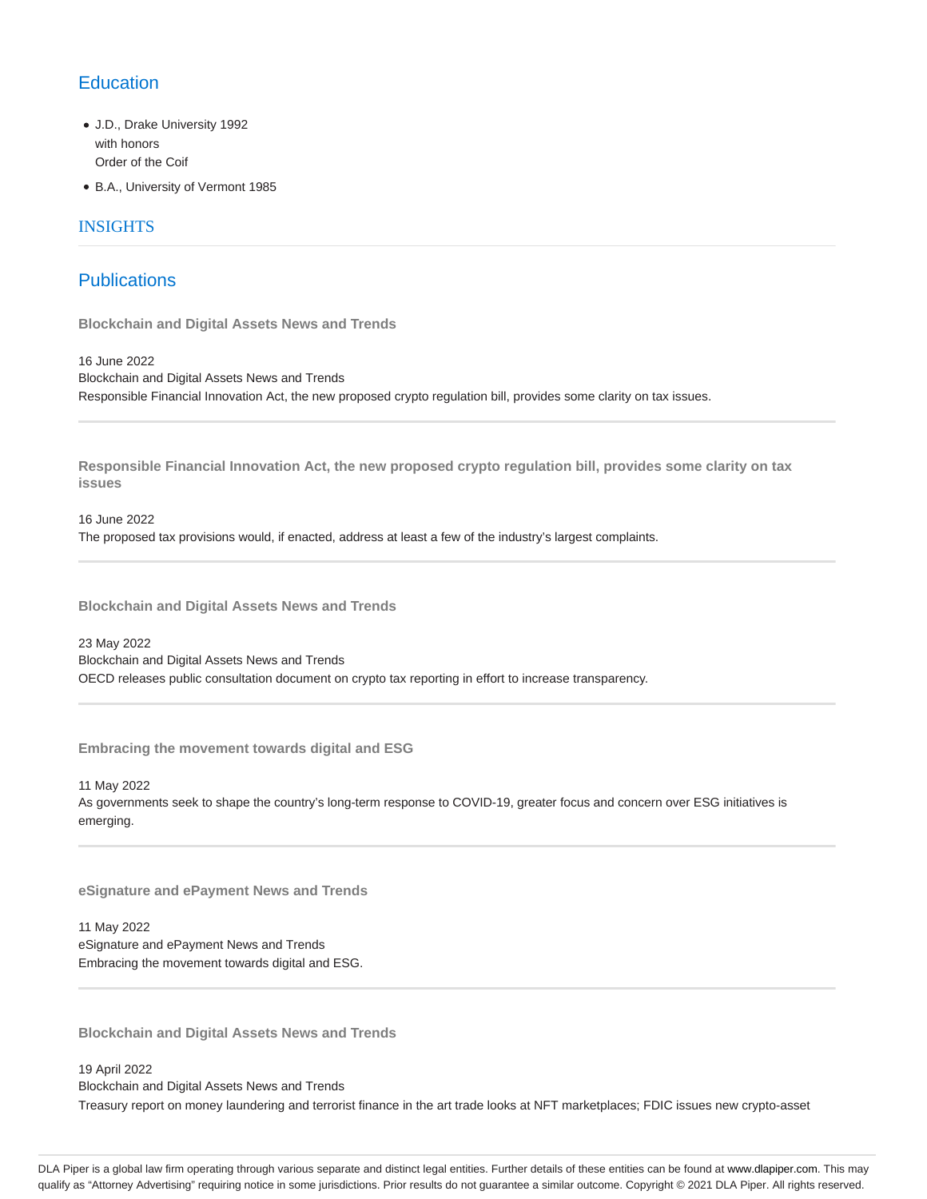## Education

- J.D., Drake University 1992
  with honors
  Order of the Coif
- B.A., University of Vermont 1985

## INSIGHTS

## Publications

### Blockchain and Digital Assets News and Trends

16 June 2022
Blockchain and Digital Assets News and Trends
Responsible Financial Innovation Act, the new proposed crypto regulation bill, provides some clarity on tax issues.

### Responsible Financial Innovation Act, the new proposed crypto regulation bill, provides some clarity on tax issues

16 June 2022
The proposed tax provisions would, if enacted, address at least a few of the industry's largest complaints.

### Blockchain and Digital Assets News and Trends

23 May 2022
Blockchain and Digital Assets News and Trends
OECD releases public consultation document on crypto tax reporting in effort to increase transparency.

### Embracing the movement towards digital and ESG

11 May 2022
As governments seek to shape the country's long-term response to COVID-19, greater focus and concern over ESG initiatives is emerging.

### eSignature and ePayment News and Trends

11 May 2022
eSignature and ePayment News and Trends
Embracing the movement towards digital and ESG.

### Blockchain and Digital Assets News and Trends

19 April 2022
Blockchain and Digital Assets News and Trends
Treasury report on money laundering and terrorist finance in the art trade looks at NFT marketplaces; FDIC issues new crypto-asset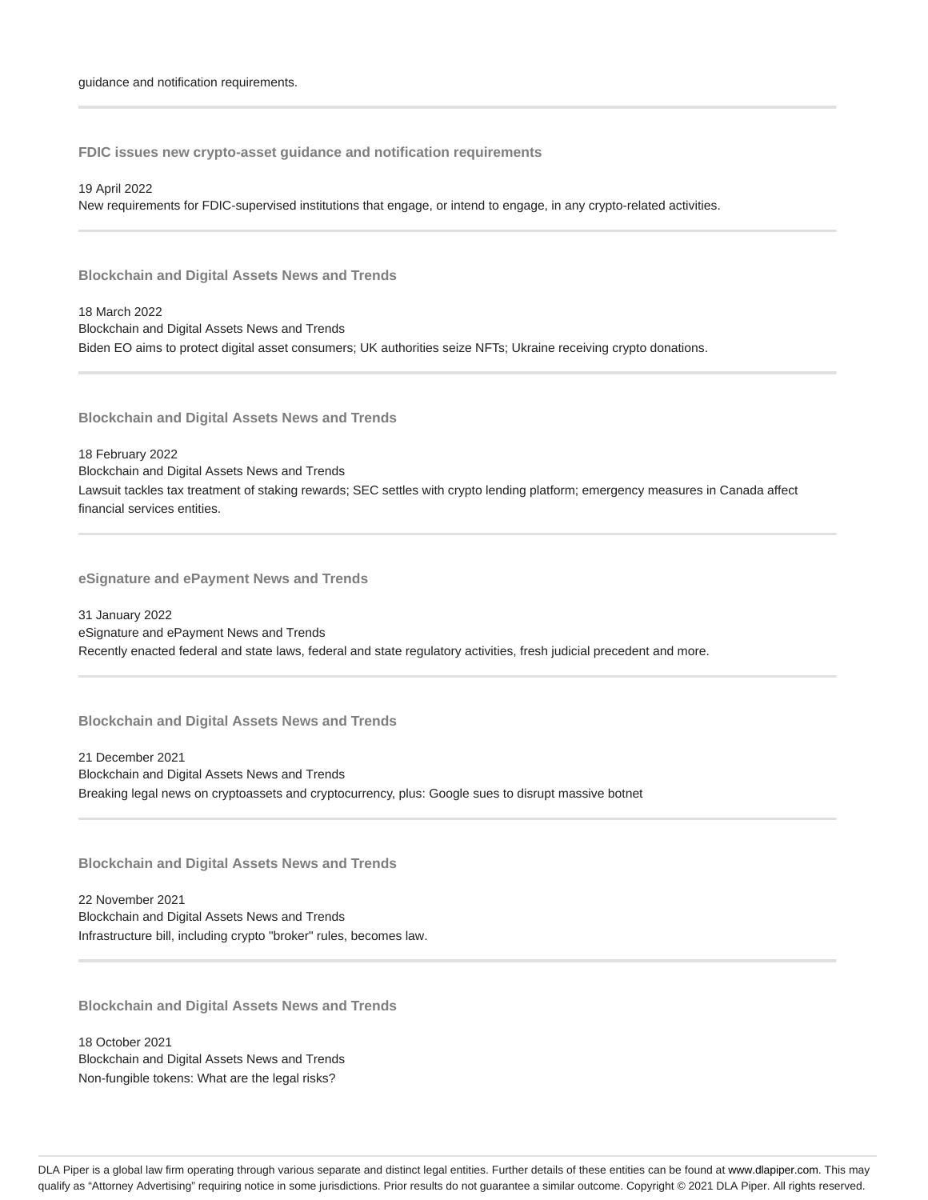guidance and notification requirements.

---

### FDIC issues new crypto-asset guidance and notification requirements

19 April 2022
New requirements for FDIC-supervised institutions that engage, or intend to engage, in any crypto-related activities.

---

### Blockchain and Digital Assets News and Trends

18 March 2022
Blockchain and Digital Assets News and Trends
Biden EO aims to protect digital asset consumers; UK authorities seize NFTs; Ukraine receiving crypto donations.

---

### Blockchain and Digital Assets News and Trends

18 February 2022
Blockchain and Digital Assets News and Trends
Lawsuit tackles tax treatment of staking rewards; SEC settles with crypto lending platform; emergency measures in Canada affect financial services entities.

---

### eSignature and ePayment News and Trends

31 January 2022
eSignature and ePayment News and Trends
Recently enacted federal and state laws, federal and state regulatory activities, fresh judicial precedent and more.

---

### Blockchain and Digital Assets News and Trends

21 December 2021
Blockchain and Digital Assets News and Trends
Breaking legal news on cryptoassets and cryptocurrency, plus: Google sues to disrupt massive botnet

---

### Blockchain and Digital Assets News and Trends

22 November 2021
Blockchain and Digital Assets News and Trends
Infrastructure bill, including crypto "broker" rules, becomes law.

---

### Blockchain and Digital Assets News and Trends

18 October 2021
Blockchain and Digital Assets News and Trends
Non-fungible tokens: What are the legal risks?

DLA Piper is a global law firm operating through various separate and distinct legal entities. Further details of these entities can be found at www.dlapiper.com. This may qualify as "Attorney Advertising" requiring notice in some jurisdictions. Prior results do not guarantee a similar outcome. Copyright © 2021 DLA Piper. All rights reserved.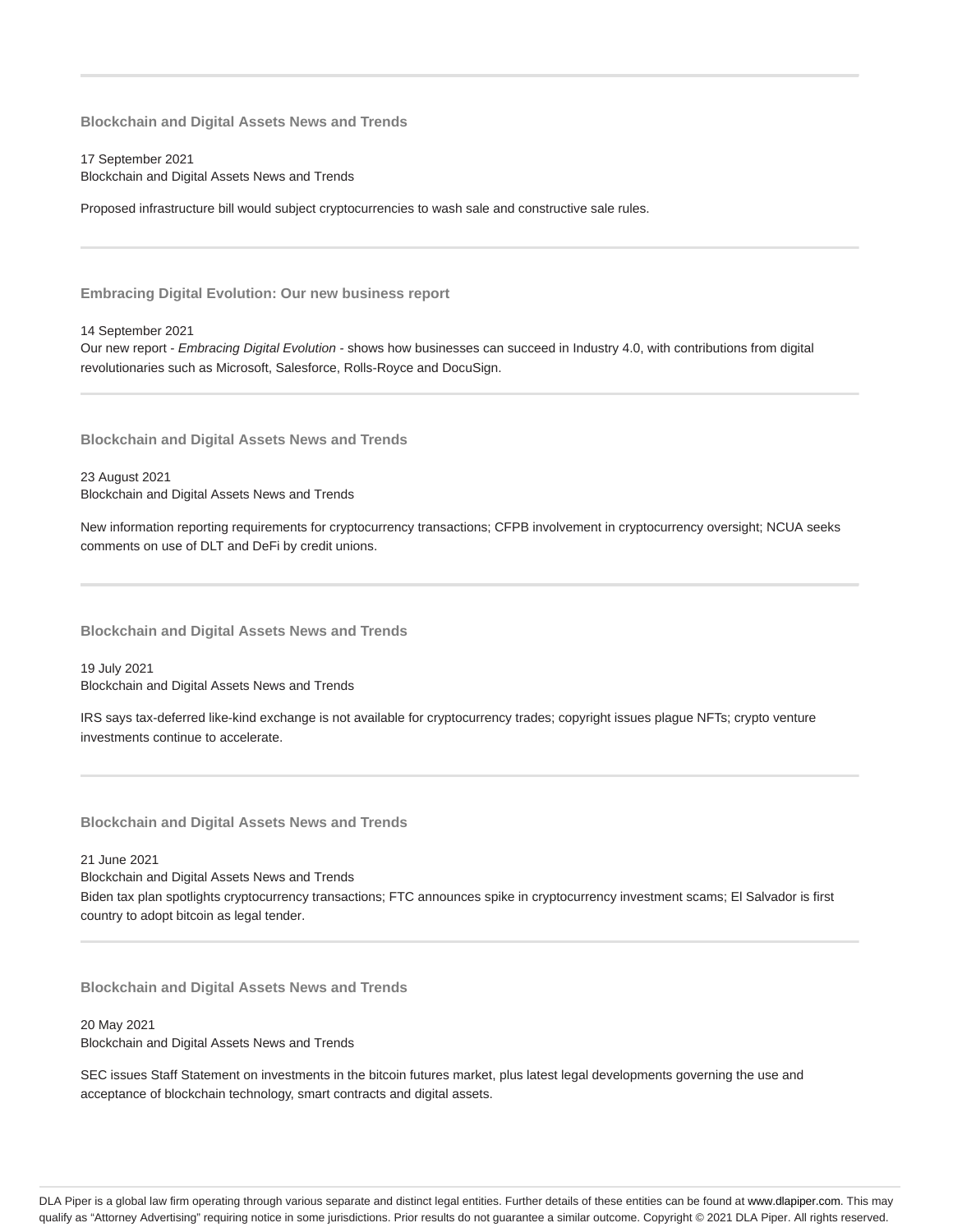### Blockchain and Digital Assets News and Trends

17 September 2021
Blockchain and Digital Assets News and Trends

Proposed infrastructure bill would subject cryptocurrencies to wash sale and constructive sale rules.

---

### Embracing Digital Evolution: Our new business report

14 September 2021
Our new report - *Embracing Digital Evolution* - shows how businesses can succeed in Industry 4.0, with contributions from digital revolutionaries such as Microsoft, Salesforce, Rolls-Royce and DocuSign.

---

### Blockchain and Digital Assets News and Trends

23 August 2021
Blockchain and Digital Assets News and Trends

New information reporting requirements for cryptocurrency transactions; CFPB involvement in cryptocurrency oversight; NCUA seeks comments on use of DLT and DeFi by credit unions.

---

### Blockchain and Digital Assets News and Trends

19 July 2021
Blockchain and Digital Assets News and Trends

IRS says tax-deferred like-kind exchange is not available for cryptocurrency trades; copyright issues plague NFTs; crypto venture investments continue to accelerate.

---

### Blockchain and Digital Assets News and Trends

21 June 2021
Blockchain and Digital Assets News and Trends
Biden tax plan spotlights cryptocurrency transactions; FTC announces spike in cryptocurrency investment scams; El Salvador is first country to adopt bitcoin as legal tender.

---

### Blockchain and Digital Assets News and Trends

20 May 2021
Blockchain and Digital Assets News and Trends

SEC issues Staff Statement on investments in the bitcoin futures market, plus latest legal developments governing the use and acceptance of blockchain technology, smart contracts and digital assets.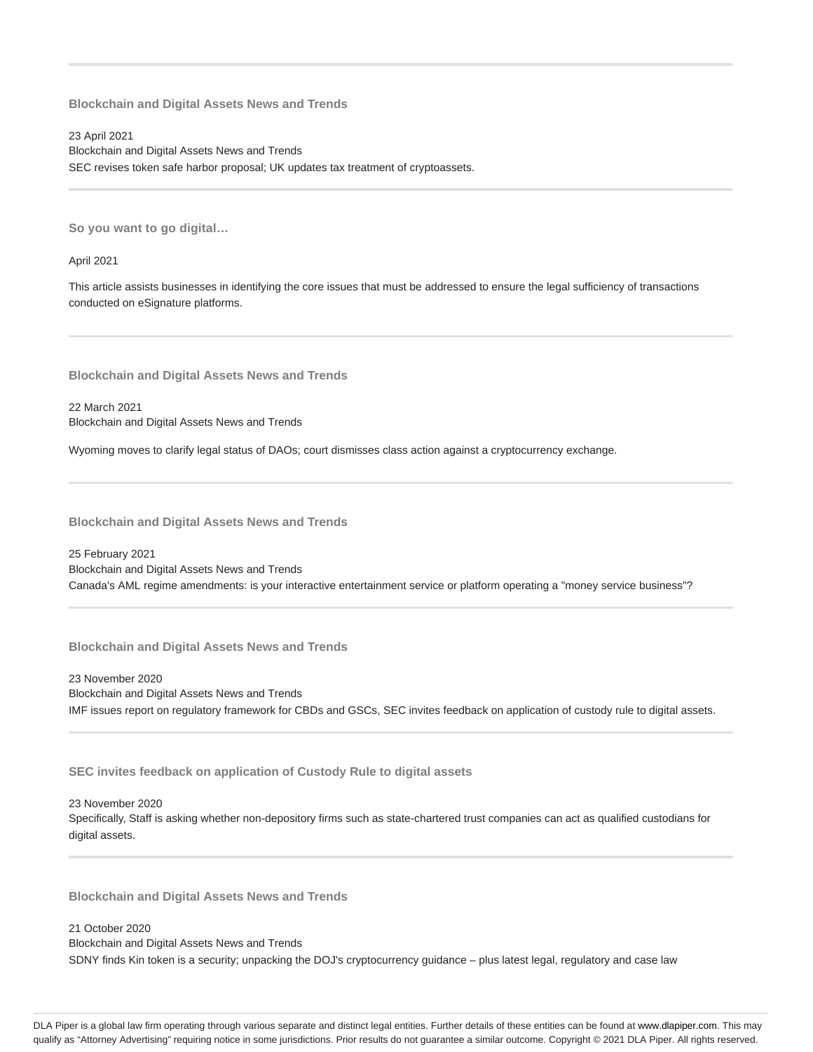### Blockchain and Digital Assets News and Trends

23 April 2021
Blockchain and Digital Assets News and Trends
SEC revises token safe harbor proposal; UK updates tax treatment of cryptoassets.

### So you want to go digital…

April 2021

This article assists businesses in identifying the core issues that must be addressed to ensure the legal sufficiency of transactions conducted on eSignature platforms.

### Blockchain and Digital Assets News and Trends

22 March 2021
Blockchain and Digital Assets News and Trends

Wyoming moves to clarify legal status of DAOs; court dismisses class action against a cryptocurrency exchange.

### Blockchain and Digital Assets News and Trends

25 February 2021
Blockchain and Digital Assets News and Trends
Canada's AML regime amendments: is your interactive entertainment service or platform operating a "money service business"?

### Blockchain and Digital Assets News and Trends

23 November 2020
Blockchain and Digital Assets News and Trends
IMF issues report on regulatory framework for CBDs and GSCs, SEC invites feedback on application of custody rule to digital assets.

### SEC invites feedback on application of Custody Rule to digital assets

23 November 2020
Specifically, Staff is asking whether non-depository firms such as state-chartered trust companies can act as qualified custodians for digital assets.

### Blockchain and Digital Assets News and Trends

21 October 2020
Blockchain and Digital Assets News and Trends
SDNY finds Kin token is a security; unpacking the DOJ's cryptocurrency guidance – plus latest legal, regulatory and case law

DLA Piper is a global law firm operating through various separate and distinct legal entities. Further details of these entities can be found at www.dlapiper.com. This may qualify as "Attorney Advertising" requiring notice in some jurisdictions. Prior results do not guarantee a similar outcome. Copyright © 2021 DLA Piper. All rights reserved.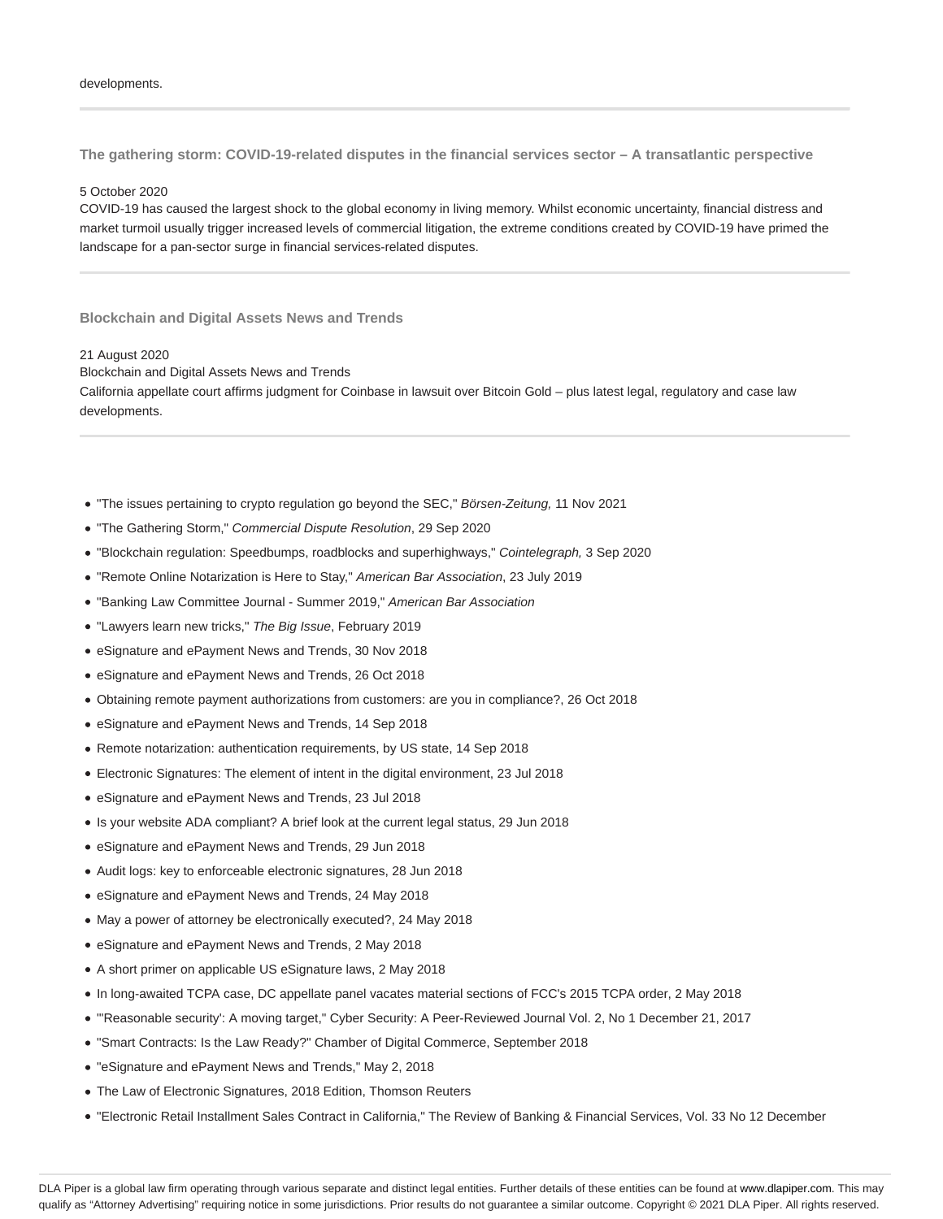developments.

---

### The gathering storm: COVID-19-related disputes in the financial services sector – A transatlantic perspective

5 October 2020

COVID-19 has caused the largest shock to the global economy in living memory. Whilst economic uncertainty, financial distress and market turmoil usually trigger increased levels of commercial litigation, the extreme conditions created by COVID-19 have primed the landscape for a pan-sector surge in financial services-related disputes.

---

### Blockchain and Digital Assets News and Trends

21 August 2020

Blockchain and Digital Assets News and Trends

California appellate court affirms judgment for Coinbase in lawsuit over Bitcoin Gold – plus latest legal, regulatory and case law developments.

---

- "The issues pertaining to crypto regulation go beyond the SEC," *Börsen-Zeitung,* 11 Nov 2021
- "The Gathering Storm," *Commercial Dispute Resolution*, 29 Sep 2020
- "Blockchain regulation: Speedbumps, roadblocks and superhighways," *Cointelegraph,* 3 Sep 2020
- "Remote Online Notarization is Here to Stay," *American Bar Association*, 23 July 2019
- "Banking Law Committee Journal - Summer 2019," *American Bar Association*
- "Lawyers learn new tricks," *The Big Issue*, February 2019
- eSignature and ePayment News and Trends, 30 Nov 2018
- eSignature and ePayment News and Trends, 26 Oct 2018
- Obtaining remote payment authorizations from customers: are you in compliance?, 26 Oct 2018
- eSignature and ePayment News and Trends, 14 Sep 2018
- Remote notarization: authentication requirements, by US state, 14 Sep 2018
- Electronic Signatures: The element of intent in the digital environment, 23 Jul 2018
- eSignature and ePayment News and Trends, 23 Jul 2018
- Is your website ADA compliant? A brief look at the current legal status, 29 Jun 2018
- eSignature and ePayment News and Trends, 29 Jun 2018
- Audit logs: key to enforceable electronic signatures, 28 Jun 2018
- eSignature and ePayment News and Trends, 24 May 2018
- May a power of attorney be electronically executed?, 24 May 2018
- eSignature and ePayment News and Trends, 2 May 2018
- A short primer on applicable US eSignature laws, 2 May 2018
- In long-awaited TCPA case, DC appellate panel vacates material sections of FCC's 2015 TCPA order, 2 May 2018
- "'Reasonable security': A moving target," Cyber Security: A Peer-Reviewed Journal Vol. 2, No 1 December 21, 2017
- "Smart Contracts: Is the Law Ready?" Chamber of Digital Commerce, September 2018
- "eSignature and ePayment News and Trends," May 2, 2018
- The Law of Electronic Signatures, 2018 Edition, Thomson Reuters
- "Electronic Retail Installment Sales Contract in California," The Review of Banking & Financial Services, Vol. 33 No 12 December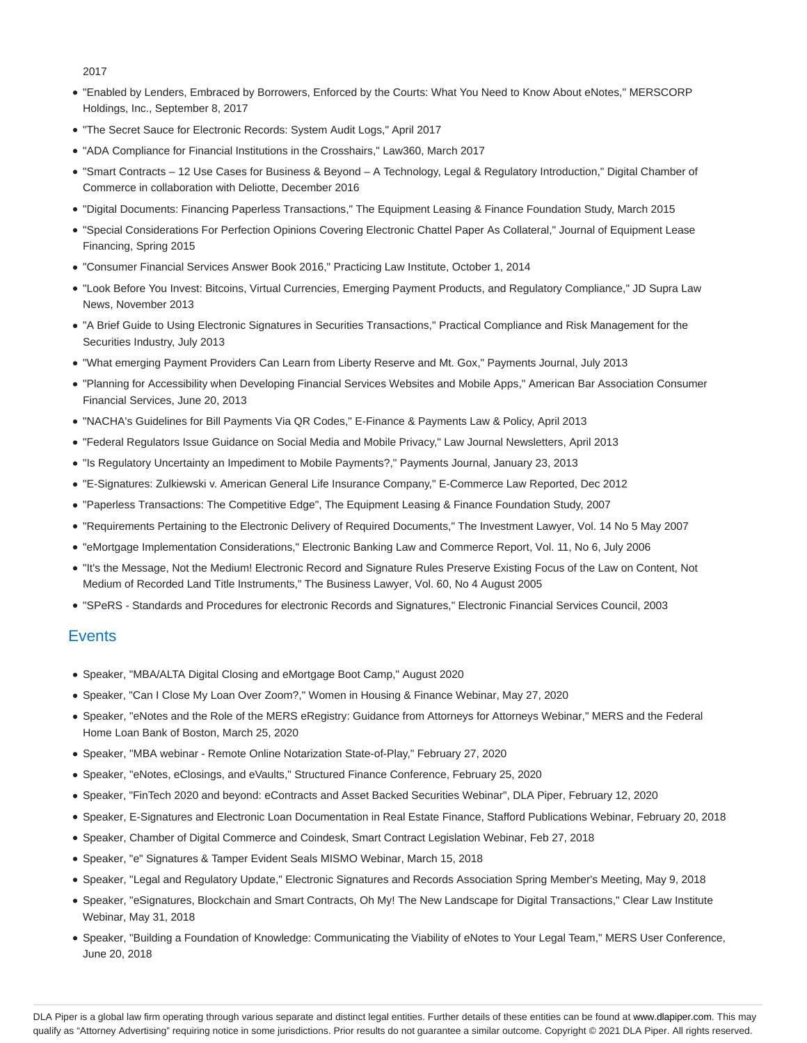2017

- "Enabled by Lenders, Embraced by Borrowers, Enforced by the Courts: What You Need to Know About eNotes," MERSCORP Holdings, Inc., September 8, 2017
- "The Secret Sauce for Electronic Records: System Audit Logs," April 2017
- "ADA Compliance for Financial Institutions in the Crosshairs," Law360, March 2017
- "Smart Contracts – 12 Use Cases for Business & Beyond – A Technology, Legal & Regulatory Introduction," Digital Chamber of Commerce in collaboration with Deloitte, December 2016
- "Digital Documents: Financing Paperless Transactions," The Equipment Leasing & Finance Foundation Study, March 2015
- "Special Considerations For Perfection Opinions Covering Electronic Chattel Paper As Collateral," Journal of Equipment Lease Financing, Spring 2015
- "Consumer Financial Services Answer Book 2016," Practicing Law Institute, October 1, 2014
- "Look Before You Invest: Bitcoins, Virtual Currencies, Emerging Payment Products, and Regulatory Compliance," JD Supra Law News, November 2013
- "A Brief Guide to Using Electronic Signatures in Securities Transactions," Practical Compliance and Risk Management for the Securities Industry, July 2013
- "What emerging Payment Providers Can Learn from Liberty Reserve and Mt. Gox," Payments Journal, July 2013
- "Planning for Accessibility when Developing Financial Services Websites and Mobile Apps," American Bar Association Consumer Financial Services, June 20, 2013
- "NACHA's Guidelines for Bill Payments Via QR Codes," E-Finance & Payments Law & Policy, April 2013
- "Federal Regulators Issue Guidance on Social Media and Mobile Privacy," Law Journal Newsletters, April 2013
- "Is Regulatory Uncertainty an Impediment to Mobile Payments?," Payments Journal, January 23, 2013
- "E-Signatures: Zulkiewski v. American General Life Insurance Company," E-Commerce Law Reported, Dec 2012
- "Paperless Transactions: The Competitive Edge", The Equipment Leasing & Finance Foundation Study, 2007
- "Requirements Pertaining to the Electronic Delivery of Required Documents," The Investment Lawyer, Vol. 14 No 5 May 2007
- "eMortgage Implementation Considerations," Electronic Banking Law and Commerce Report, Vol. 11, No 6, July 2006
- "It's the Message, Not the Medium! Electronic Record and Signature Rules Preserve Existing Focus of the Law on Content, Not Medium of Recorded Land Title Instruments," The Business Lawyer, Vol. 60, No 4 August 2005
- "SPeRS - Standards and Procedures for electronic Records and Signatures," Electronic Financial Services Council, 2003

## Events

- Speaker, "MBA/ALTA Digital Closing and eMortgage Boot Camp," August 2020
- Speaker, "Can I Close My Loan Over Zoom?," Women in Housing & Finance Webinar, May 27, 2020
- Speaker, "eNotes and the Role of the MERS eRegistry: Guidance from Attorneys for Attorneys Webinar," MERS and the Federal Home Loan Bank of Boston, March 25, 2020
- Speaker, "MBA webinar - Remote Online Notarization State-of-Play," February 27, 2020
- Speaker, "eNotes, eClosings, and eVaults," Structured Finance Conference, February 25, 2020
- Speaker, "FinTech 2020 and beyond: eContracts and Asset Backed Securities Webinar", DLA Piper, February 12, 2020
- Speaker, E-Signatures and Electronic Loan Documentation in Real Estate Finance, Stafford Publications Webinar, February 20, 2018
- Speaker, Chamber of Digital Commerce and Coindesk, Smart Contract Legislation Webinar, Feb 27, 2018
- Speaker, "e" Signatures & Tamper Evident Seals MISMO Webinar, March 15, 2018
- Speaker, "Legal and Regulatory Update," Electronic Signatures and Records Association Spring Member's Meeting, May 9, 2018
- Speaker, "eSignatures, Blockchain and Smart Contracts, Oh My! The New Landscape for Digital Transactions," Clear Law Institute Webinar, May 31, 2018
- Speaker, "Building a Foundation of Knowledge: Communicating the Viability of eNotes to Your Legal Team," MERS User Conference, June 20, 2018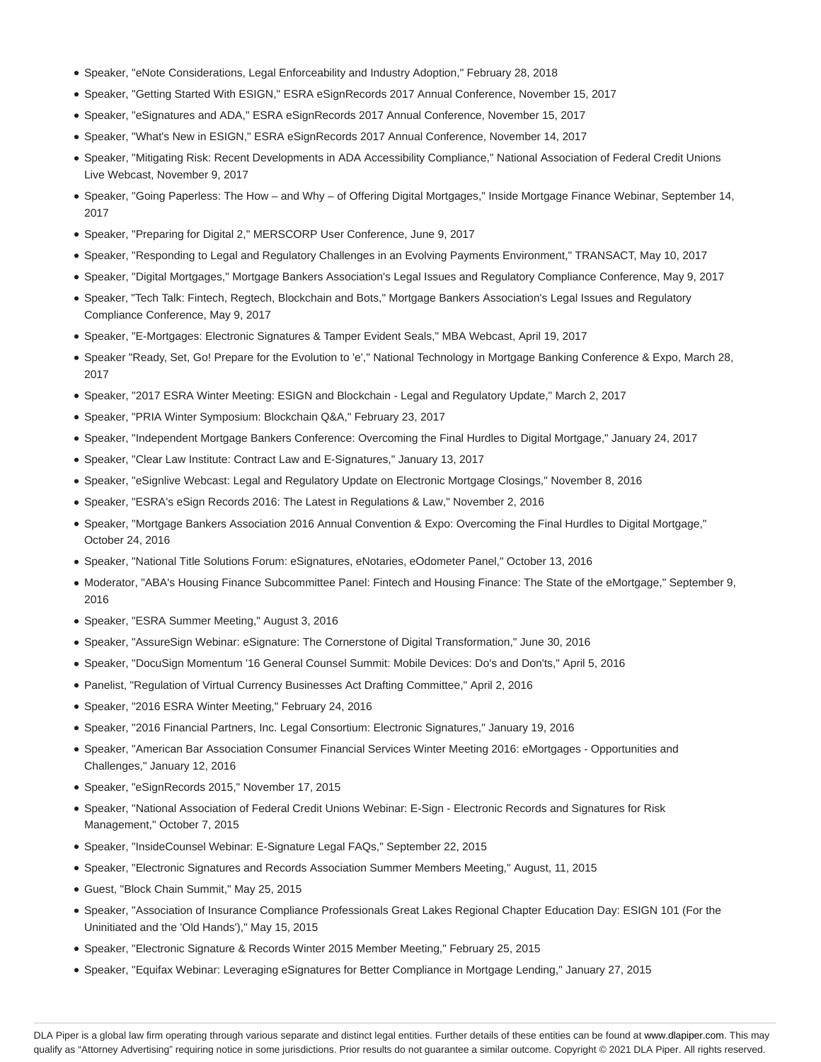- Speaker, "eNote Considerations, Legal Enforceability and Industry Adoption," February 28, 2018
- Speaker, "Getting Started With ESIGN," ESRA eSignRecords 2017 Annual Conference, November 15, 2017
- Speaker, "eSignatures and ADA," ESRA eSignRecords 2017 Annual Conference, November 15, 2017
- Speaker, "What's New in ESIGN," ESRA eSignRecords 2017 Annual Conference, November 14, 2017
- Speaker, "Mitigating Risk: Recent Developments in ADA Accessibility Compliance," National Association of Federal Credit Unions Live Webcast, November 9, 2017
- Speaker, "Going Paperless: The How – and Why – of Offering Digital Mortgages," Inside Mortgage Finance Webinar, September 14, 2017
- Speaker, "Preparing for Digital 2," MERSCORP User Conference, June 9, 2017
- Speaker, "Responding to Legal and Regulatory Challenges in an Evolving Payments Environment," TRANSACT, May 10, 2017
- Speaker, "Digital Mortgages," Mortgage Bankers Association's Legal Issues and Regulatory Compliance Conference, May 9, 2017
- Speaker, "Tech Talk: Fintech, Regtech, Blockchain and Bots," Mortgage Bankers Association's Legal Issues and Regulatory Compliance Conference, May 9, 2017
- Speaker, "E-Mortgages: Electronic Signatures & Tamper Evident Seals," MBA Webcast, April 19, 2017
- Speaker "Ready, Set, Go! Prepare for the Evolution to 'e'," National Technology in Mortgage Banking Conference & Expo, March 28, 2017
- Speaker, "2017 ESRA Winter Meeting: ESIGN and Blockchain - Legal and Regulatory Update," March 2, 2017
- Speaker, "PRIA Winter Symposium: Blockchain Q&A," February 23, 2017
- Speaker, "Independent Mortgage Bankers Conference: Overcoming the Final Hurdles to Digital Mortgage," January 24, 2017
- Speaker, "Clear Law Institute: Contract Law and E-Signatures," January 13, 2017
- Speaker, "eSignlive Webcast: Legal and Regulatory Update on Electronic Mortgage Closings," November 8, 2016
- Speaker, "ESRA's eSign Records 2016: The Latest in Regulations & Law," November 2, 2016
- Speaker, "Mortgage Bankers Association 2016 Annual Convention & Expo: Overcoming the Final Hurdles to Digital Mortgage," October 24, 2016
- Speaker, "National Title Solutions Forum: eSignatures, eNotaries, eOdometer Panel," October 13, 2016
- Moderator, "ABA's Housing Finance Subcommittee Panel: Fintech and Housing Finance: The State of the eMortgage," September 9, 2016
- Speaker, "ESRA Summer Meeting," August 3, 2016
- Speaker, "AssureSign Webinar: eSignature: The Cornerstone of Digital Transformation," June 30, 2016
- Speaker, "DocuSign Momentum '16 General Counsel Summit: Mobile Devices: Do's and Don'ts," April 5, 2016
- Panelist, "Regulation of Virtual Currency Businesses Act Drafting Committee," April 2, 2016
- Speaker, "2016 ESRA Winter Meeting," February 24, 2016
- Speaker, "2016 Financial Partners, Inc. Legal Consortium: Electronic Signatures," January 19, 2016
- Speaker, "American Bar Association Consumer Financial Services Winter Meeting 2016: eMortgages - Opportunities and Challenges," January 12, 2016
- Speaker, "eSignRecords 2015," November 17, 2015
- Speaker, "National Association of Federal Credit Unions Webinar: E-Sign - Electronic Records and Signatures for Risk Management," October 7, 2015
- Speaker, "InsideCounsel Webinar: E-Signature Legal FAQs," September 22, 2015
- Speaker, "Electronic Signatures and Records Association Summer Members Meeting," August, 11, 2015
- Guest, "Block Chain Summit," May 25, 2015
- Speaker, "Association of Insurance Compliance Professionals Great Lakes Regional Chapter Education Day: ESIGN 101 (For the Uninitiated and the 'Old Hands')," May 15, 2015
- Speaker, "Electronic Signature & Records Winter 2015 Member Meeting," February 25, 2015
- Speaker, "Equifax Webinar: Leveraging eSignatures for Better Compliance in Mortgage Lending," January 27, 2015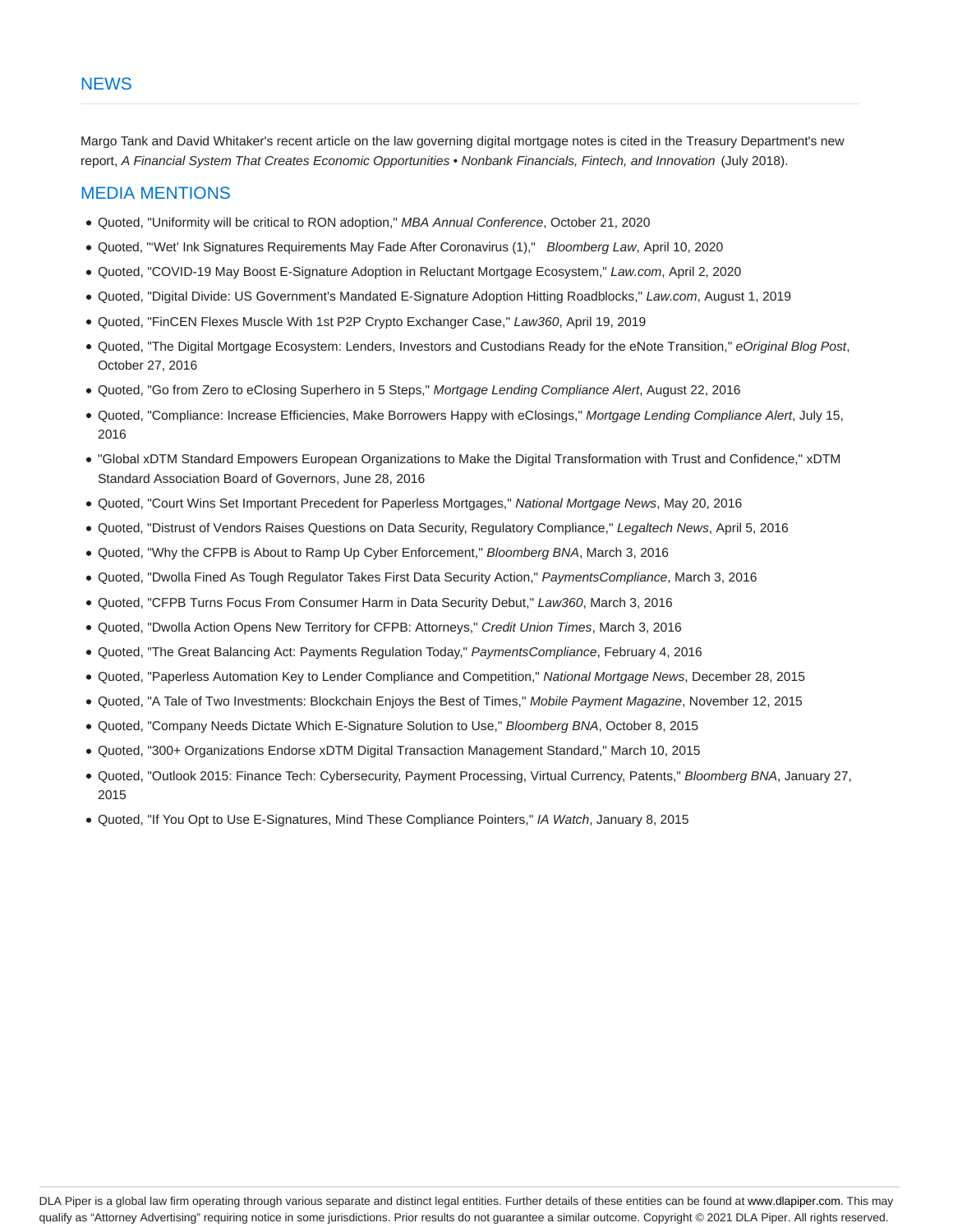## NEWS

Margo Tank and David Whitaker's recent article on the law governing digital mortgage notes is cited in the Treasury Department's new report, *A Financial System That Creates Economic Opportunities • Nonbank Financials, Fintech, and Innovation* (July 2018).

## MEDIA MENTIONS

- Quoted, "Uniformity will be critical to RON adoption," *MBA Annual Conference*, October 21, 2020
- Quoted, "'Wet' Ink Signatures Requirements May Fade After Coronavirus (1)," *Bloomberg Law*, April 10, 2020
- Quoted, "COVID-19 May Boost E-Signature Adoption in Reluctant Mortgage Ecosystem," *Law.com*, April 2, 2020
- Quoted, "Digital Divide: US Government's Mandated E-Signature Adoption Hitting Roadblocks," *Law.com*, August 1, 2019
- Quoted, "FinCEN Flexes Muscle With 1st P2P Crypto Exchanger Case," *Law360*, April 19, 2019
- Quoted, "The Digital Mortgage Ecosystem: Lenders, Investors and Custodians Ready for the eNote Transition," *eOriginal Blog Post*, October 27, 2016
- Quoted, "Go from Zero to eClosing Superhero in 5 Steps," *Mortgage Lending Compliance Alert*, August 22, 2016
- Quoted, "Compliance: Increase Efficiencies, Make Borrowers Happy with eClosings," *Mortgage Lending Compliance Alert*, July 15, 2016
- "Global xDTM Standard Empowers European Organizations to Make the Digital Transformation with Trust and Confidence," xDTM Standard Association Board of Governors, June 28, 2016
- Quoted, "Court Wins Set Important Precedent for Paperless Mortgages," *National Mortgage News*, May 20, 2016
- Quoted, "Distrust of Vendors Raises Questions on Data Security, Regulatory Compliance," *Legaltech News*, April 5, 2016
- Quoted, "Why the CFPB is About to Ramp Up Cyber Enforcement," *Bloomberg BNA*, March 3, 2016
- Quoted, "Dwolla Fined As Tough Regulator Takes First Data Security Action," *PaymentsCompliance*, March 3, 2016
- Quoted, "CFPB Turns Focus From Consumer Harm in Data Security Debut," *Law360*, March 3, 2016
- Quoted, "Dwolla Action Opens New Territory for CFPB: Attorneys," *Credit Union Times*, March 3, 2016
- Quoted, "The Great Balancing Act: Payments Regulation Today," *PaymentsCompliance*, February 4, 2016
- Quoted, "Paperless Automation Key to Lender Compliance and Competition," *National Mortgage News*, December 28, 2015
- Quoted, "A Tale of Two Investments: Blockchain Enjoys the Best of Times," *Mobile Payment Magazine*, November 12, 2015
- Quoted, "Company Needs Dictate Which E-Signature Solution to Use," *Bloomberg BNA*, October 8, 2015
- Quoted, "300+ Organizations Endorse xDTM Digital Transaction Management Standard," March 10, 2015
- Quoted, "Outlook 2015: Finance Tech: Cybersecurity, Payment Processing, Virtual Currency, Patents," *Bloomberg BNA*, January 27, 2015
- Quoted, "If You Opt to Use E-Signatures, Mind These Compliance Pointers," *IA Watch*, January 8, 2015

DLA Piper is a global law firm operating through various separate and distinct legal entities. Further details of these entities can be found at www.dlapiper.com. This may qualify as "Attorney Advertising" requiring notice in some jurisdictions. Prior results do not guarantee a similar outcome. Copyright © 2021 DLA Piper. All rights reserved.